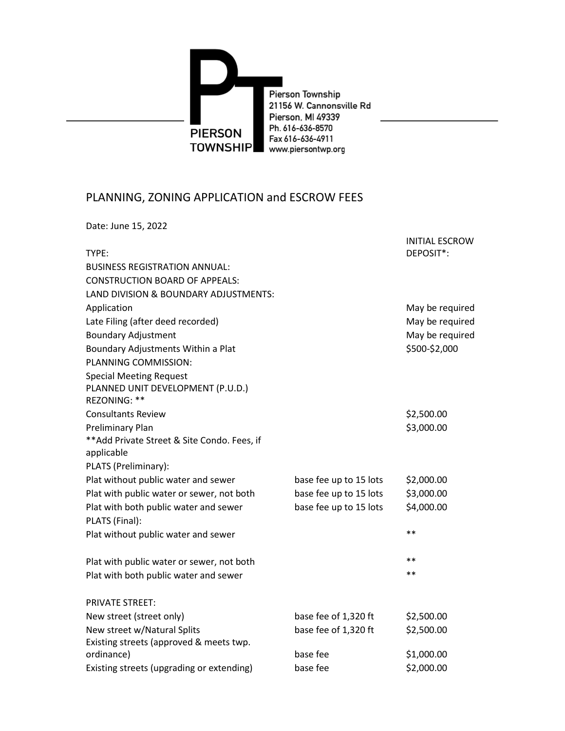Pierson Township
21156 W. Cannonsville Rd
Pierson, MI 49339
Ph. 616-636-8570
Fax 616-636-4911
www.piersontwp.org

# PLANNING, ZONING APPLICATION and ESCROW FEES

Date: June 15, 2022

| TYPE: | | INITIAL ESCROW DEPOSIT*: |
|---|---|---|
| BUSINESS REGISTRATION ANNUAL: | | |
| CONSTRUCTION BOARD OF APPEALS: | | |
| LAND DIVISION & BOUNDARY ADJUSTMENTS: | | |
| Application | | May be required |
| Late Filing (after deed recorded) | | May be required |
| Boundary Adjustment | | May be required |
| Boundary Adjustments Within a Plat | | $500-$2,000 |
| PLANNING COMMISSION: | | |
| Special Meeting Request | | |
| PLANNED UNIT DEVELOPMENT (P.U.D.) REZONING: ** | | |
| Consultants Review | | $2,500.00 |
| Preliminary Plan | | $3,000.00 |
| **Add Private Street & Site Condo. Fees, if applicable | | |
| PLATS (Preliminary): | | |
| Plat without public water and sewer | base fee up to 15 lots | $2,000.00 |
| Plat with public water or sewer, not both | base fee up to 15 lots | $3,000.00 |
| Plat with both public water and sewer | base fee up to 15 lots | $4,000.00 |
| PLATS (Final): | | |
| Plat without public water and sewer | | ** |
| Plat with public water or sewer, not both | | ** |
| Plat with both public water and sewer | | ** |
| PRIVATE STREET: | | |
| New street (street only) | base fee of 1,320 ft | $2,500.00 |
| New street w/Natural Splits | base fee of 1,320 ft | $2,500.00 |
| Existing streets (approved & meets twp. ordinance) | base fee | $1,000.00 |
| Existing streets (upgrading or extending) | base fee | $2,000.00 |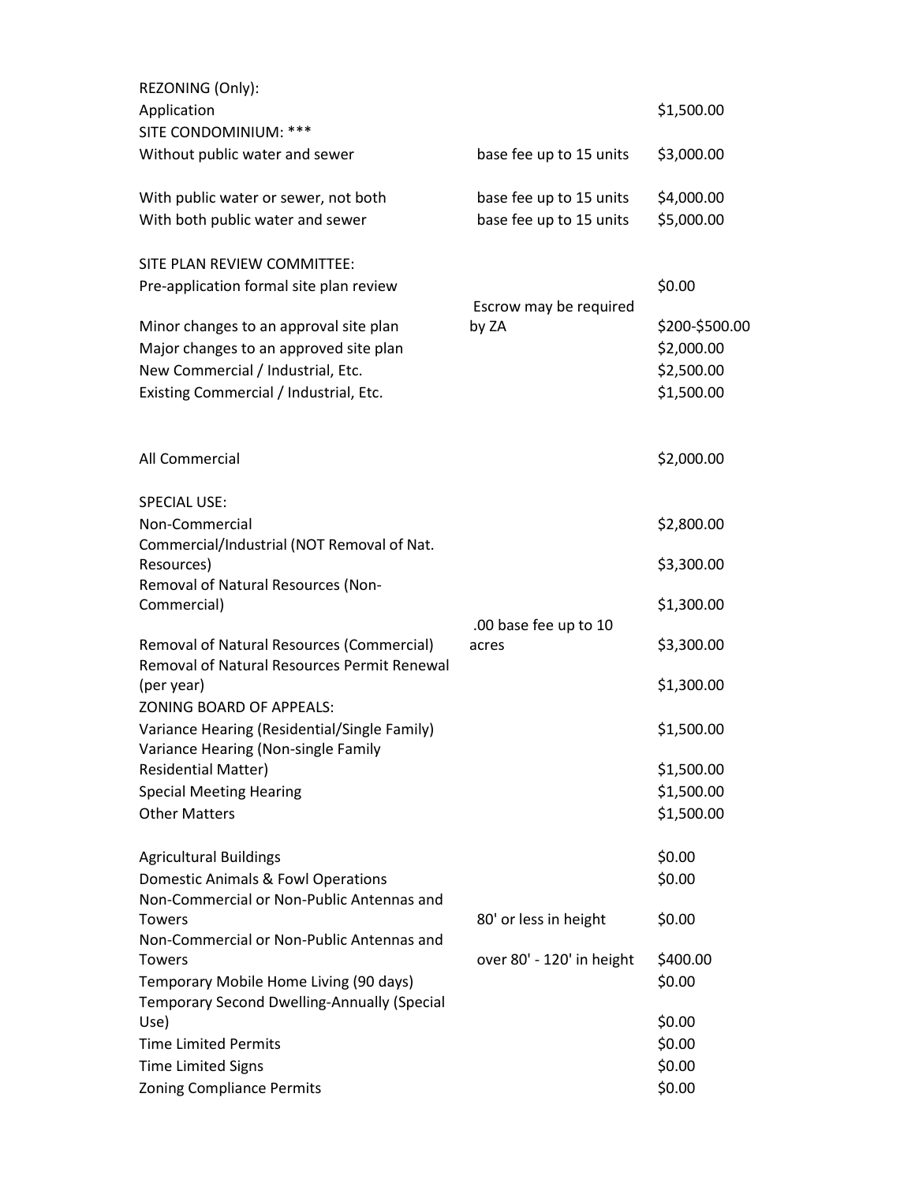| | | |
|---|---|---|
| REZONING (Only): | | |
| Application | | $1,500.00 |
| SITE CONDOMINIUM: *** | | |
| Without public water and sewer | base fee up to 15 units | $3,000.00 |
| With public water or sewer, not both | base fee up to 15 units | $4,000.00 |
| With both public water and sewer | base fee up to 15 units | $5,000.00 |
| SITE PLAN REVIEW COMMITTEE: | | |
| Pre-application formal site plan review | | $0.00 |
| Minor changes to an approval site plan | Escrow may be required by ZA | $200-$500.00 |
| Major changes to an approved site plan | | $2,000.00 |
| New Commercial / Industrial, Etc. | | $2,500.00 |
| Existing Commercial / Industrial, Etc. | | $1,500.00 |
| All Commercial | | $2,000.00 |
| SPECIAL USE: | | |
| Non-Commercial | | $2,800.00 |
| Commercial/Industrial (NOT Removal of Nat. Resources) | | $3,300.00 |
| Removal of Natural Resources (Non-Commercial) | | $1,300.00 |
| Removal of Natural Resources (Commercial) | .00 base fee up to 10 acres | $3,300.00 |
| Removal of Natural Resources Permit Renewal (per year) | | $1,300.00 |
| ZONING BOARD OF APPEALS: | | |
| Variance Hearing (Residential/Single Family) | | $1,500.00 |
| Variance Hearing (Non-single Family Residential Matter) | | $1,500.00 |
| Special Meeting Hearing | | $1,500.00 |
| Other Matters | | $1,500.00 |
| Agricultural Buildings | | $0.00 |
| Domestic Animals & Fowl Operations | | $0.00 |
| Non-Commercial or Non-Public Antennas and Towers | 80' or less in height | $0.00 |
| Non-Commercial or Non-Public Antennas and Towers | over 80' - 120' in height | $400.00 |
| Temporary Mobile Home Living (90 days) | | $0.00 |
| Temporary Second Dwelling-Annually (Special Use) | | $0.00 |
| Time Limited Permits | | $0.00 |
| Time Limited Signs | | $0.00 |
| Zoning Compliance Permits | | $0.00 |